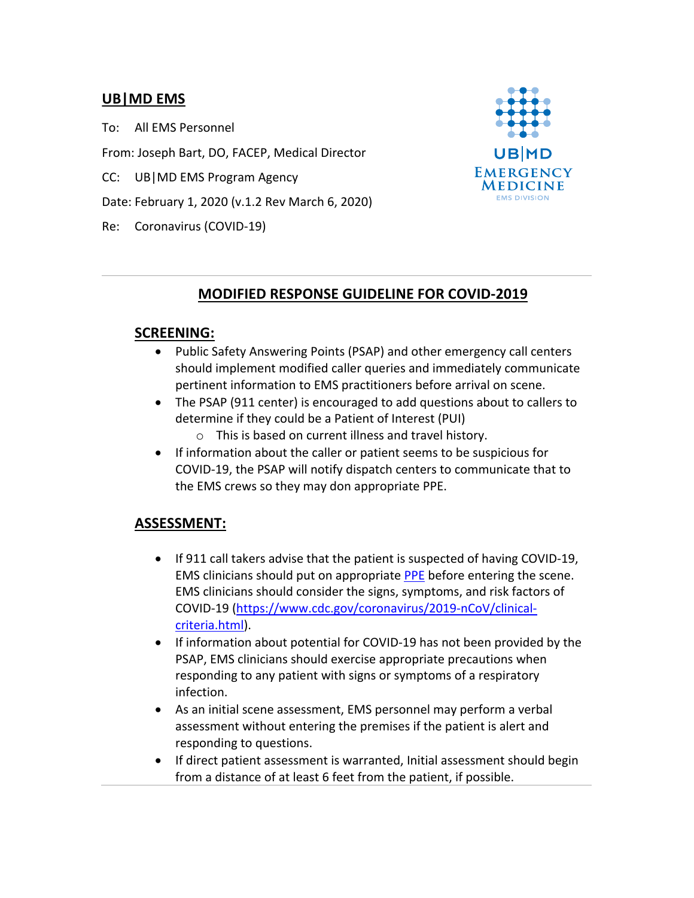## UB|MD EMS

To: All EMS Personnel

From: Joseph Bart, DO, FACEP, Medical Director

CC: UB|MD EMS Program Agency

Date: February 1, 2020 (v.1.2 Rev March 6, 2020)

Re: Coronavirus (COVID-19)

UB|MD EMERGENCY MEDICINE EMS DIVISION

---

# MODIFIED RESPONSE GUIDELINE FOR COVID-2019

## SCREENING:

- Public Safety Answering Points (PSAP) and other emergency call centers should implement modified caller queries and immediately communicate pertinent information to EMS practitioners before arrival on scene.
- The PSAP (911 center) is encouraged to add questions about to callers to determine if they could be a Patient of Interest (PUI)
  - This is based on current illness and travel history.
- If information about the caller or patient seems to be suspicious for COVID-19, the PSAP will notify dispatch centers to communicate that to the EMS crews so they may don appropriate PPE.

## ASSESSMENT:

- If 911 call takers advise that the patient is suspected of having COVID-19, EMS clinicians should put on appropriate PPE before entering the scene. EMS clinicians should consider the signs, symptoms, and risk factors of COVID-19 (https://www.cdc.gov/coronavirus/2019-nCoV/clinical-criteria.html).
- If information about potential for COVID-19 has not been provided by the PSAP, EMS clinicians should exercise appropriate precautions when responding to any patient with signs or symptoms of a respiratory infection.
- As an initial scene assessment, EMS personnel may perform a verbal assessment without entering the premises if the patient is alert and responding to questions.
- If direct patient assessment is warranted, Initial assessment should begin from a distance of at least 6 feet from the patient, if possible.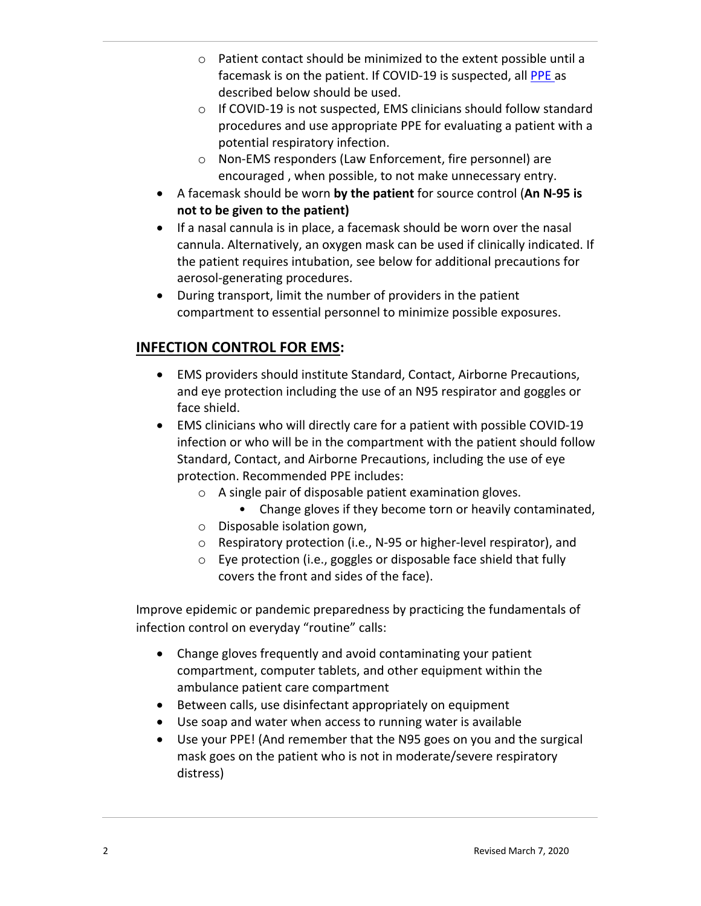- Patient contact should be minimized to the extent possible until a facemask is on the patient. If COVID-19 is suspected, all PPE as described below should be used.
  - If COVID-19 is not suspected, EMS clinicians should follow standard procedures and use appropriate PPE for evaluating a patient with a potential respiratory infection.
  - Non-EMS responders (Law Enforcement, fire personnel) are encouraged , when possible, to not make unnecessary entry.
- A facemask should be worn **by the patient** for source control (**An N-95 is not to be given to the patient)**
- If a nasal cannula is in place, a facemask should be worn over the nasal cannula. Alternatively, an oxygen mask can be used if clinically indicated. If the patient requires intubation, see below for additional precautions for aerosol-generating procedures.
- During transport, limit the number of providers in the patient compartment to essential personnel to minimize possible exposures.

## INFECTION CONTROL FOR EMS:

- EMS providers should institute Standard, Contact, Airborne Precautions, and eye protection including the use of an N95 respirator and goggles or face shield.
- EMS clinicians who will directly care for a patient with possible COVID-19 infection or who will be in the compartment with the patient should follow Standard, Contact, and Airborne Precautions, including the use of eye protection. Recommended PPE includes:
  - A single pair of disposable patient examination gloves.
    - Change gloves if they become torn or heavily contaminated,
  - Disposable isolation gown,
  - Respiratory protection (i.e., N-95 or higher-level respirator), and
  - Eye protection (i.e., goggles or disposable face shield that fully covers the front and sides of the face).

Improve epidemic or pandemic preparedness by practicing the fundamentals of infection control on everyday "routine" calls:

- Change gloves frequently and avoid contaminating your patient compartment, computer tablets, and other equipment within the ambulance patient care compartment
- Between calls, use disinfectant appropriately on equipment
- Use soap and water when access to running water is available
- Use your PPE! (And remember that the N95 goes on you and the surgical mask goes on the patient who is not in moderate/severe respiratory distress)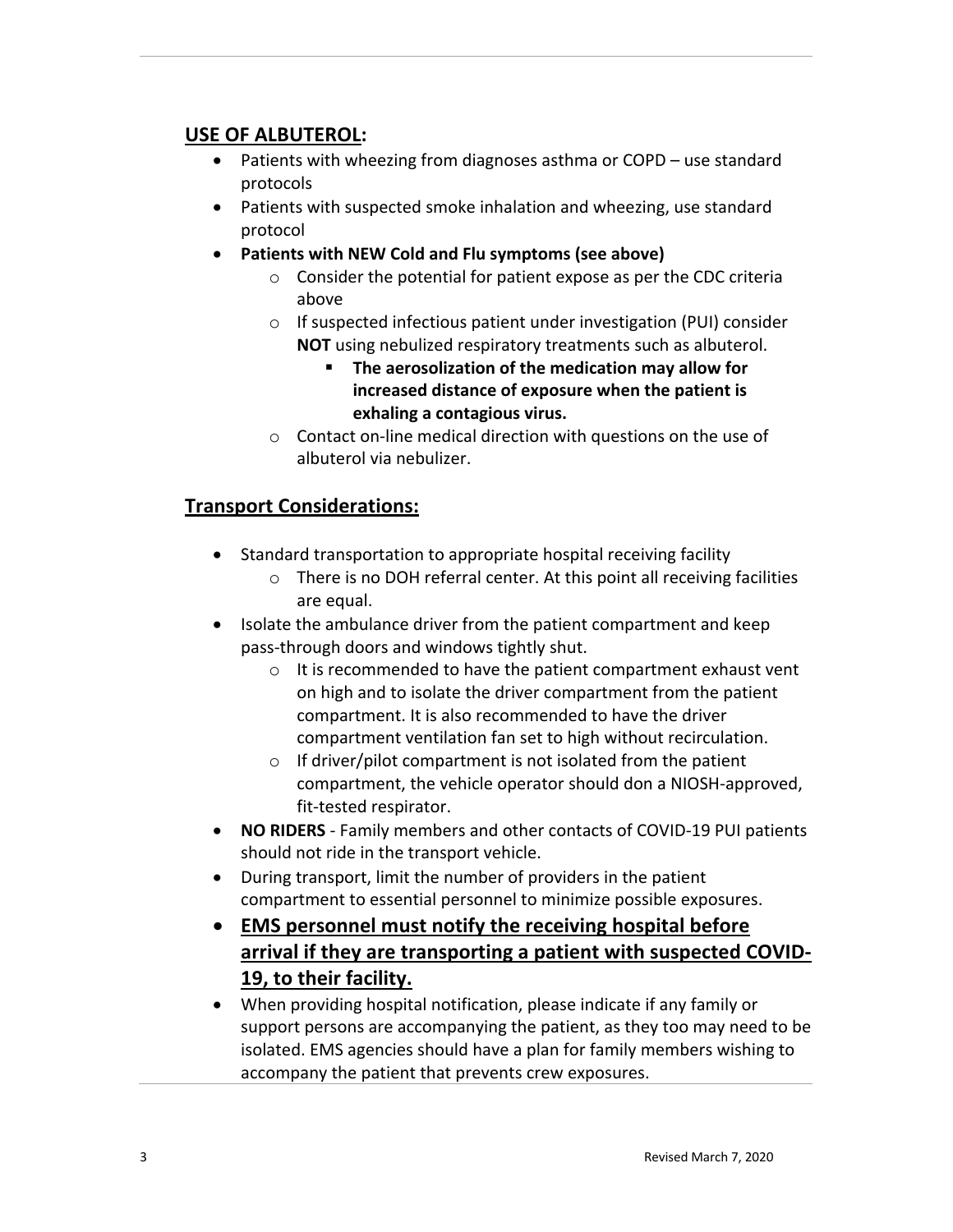## **USE OF ALBUTEROL:**

- Patients with wheezing from diagnoses asthma or COPD – use standard protocols
- Patients with suspected smoke inhalation and wheezing, use standard protocol
- **Patients with NEW Cold and Flu symptoms (see above)**
  - Consider the potential for patient expose as per the CDC criteria above
  - If suspected infectious patient under investigation (PUI) consider **NOT** using nebulized respiratory treatments such as albuterol.
    - **The aerosolization of the medication may allow for increased distance of exposure when the patient is exhaling a contagious virus.**
  - Contact on-line medical direction with questions on the use of albuterol via nebulizer.

## **Transport Considerations:**

- Standard transportation to appropriate hospital receiving facility
  - There is no DOH referral center. At this point all receiving facilities are equal.
- Isolate the ambulance driver from the patient compartment and keep pass-through doors and windows tightly shut.
  - It is recommended to have the patient compartment exhaust vent on high and to isolate the driver compartment from the patient compartment. It is also recommended to have the driver compartment ventilation fan set to high without recirculation.
  - If driver/pilot compartment is not isolated from the patient compartment, the vehicle operator should don a NIOSH-approved, fit-tested respirator.
- **NO RIDERS** - Family members and other contacts of COVID-19 PUI patients should not ride in the transport vehicle.
- During transport, limit the number of providers in the patient compartment to essential personnel to minimize possible exposures.
- **EMS personnel must notify the receiving hospital before arrival if they are transporting a patient with suspected COVID-19, to their facility.**
- When providing hospital notification, please indicate if any family or support persons are accompanying the patient, as they too may need to be isolated. EMS agencies should have a plan for family members wishing to accompany the patient that prevents crew exposures.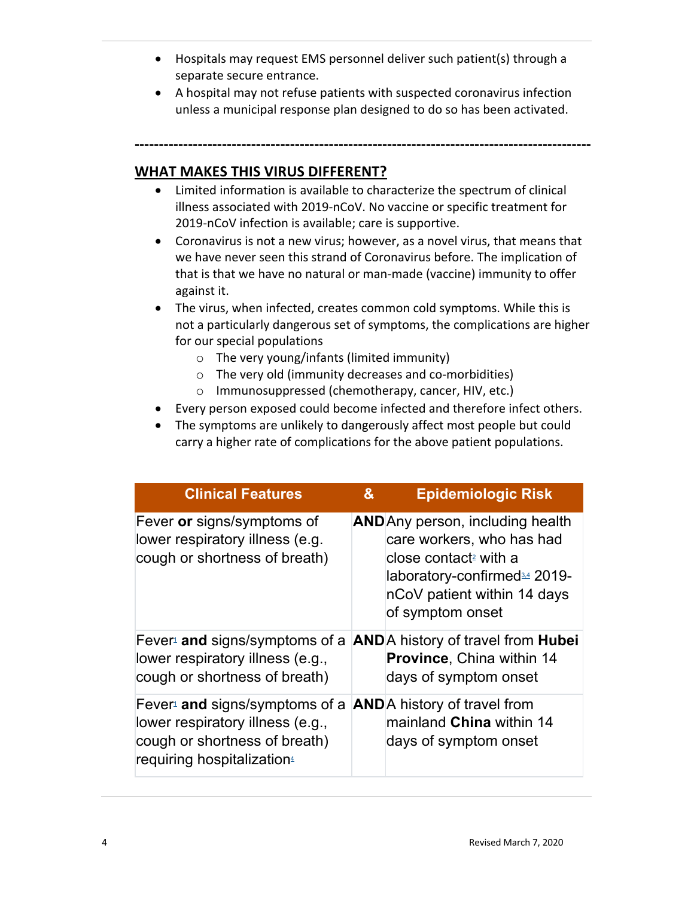- Hospitals may request EMS personnel deliver such patient(s) through a separate secure entrance.
- A hospital may not refuse patients with suspected coronavirus infection unless a municipal response plan designed to do so has been activated.

---

## WHAT MAKES THIS VIRUS DIFFERENT?

- Limited information is available to characterize the spectrum of clinical illness associated with 2019-nCoV. No vaccine or specific treatment for 2019-nCoV infection is available; care is supportive.
- Coronavirus is not a new virus; however, as a novel virus, that means that we have never seen this strand of Coronavirus before. The implication of that is that we have no natural or man-made (vaccine) immunity to offer against it.
- The virus, when infected, creates common cold symptoms. While this is not a particularly dangerous set of symptoms, the complications are higher for our special populations
  - The very young/infants (limited immunity)
  - The very old (immunity decreases and co-morbidities)
  - Immunosuppressed (chemotherapy, cancer, HIV, etc.)
- Every person exposed could become infected and therefore infect others.
- The symptoms are unlikely to dangerously affect most people but could carry a higher rate of complications for the above patient populations.

| Clinical Features | & | Epidemiologic Risk |
|---|---|---|
| Fever **or** signs/symptoms of lower respiratory illness (e.g. cough or shortness of breath) | **AND** | Any person, including health care workers, who has had close contact[2] with a laboratory-confirmed[3,4] 2019-nCoV patient within 14 days of symptom onset |
| Fever[1] **and** signs/symptoms of a lower respiratory illness (e.g., cough or shortness of breath) | **AND** | A history of travel from **Hubei Province**, China within 14 days of symptom onset |
| Fever[1] **and** signs/symptoms of a lower respiratory illness (e.g., cough or shortness of breath) requiring hospitalization[4] | **AND** | A history of travel from mainland **China** within 14 days of symptom onset |

Revised March 7, 2020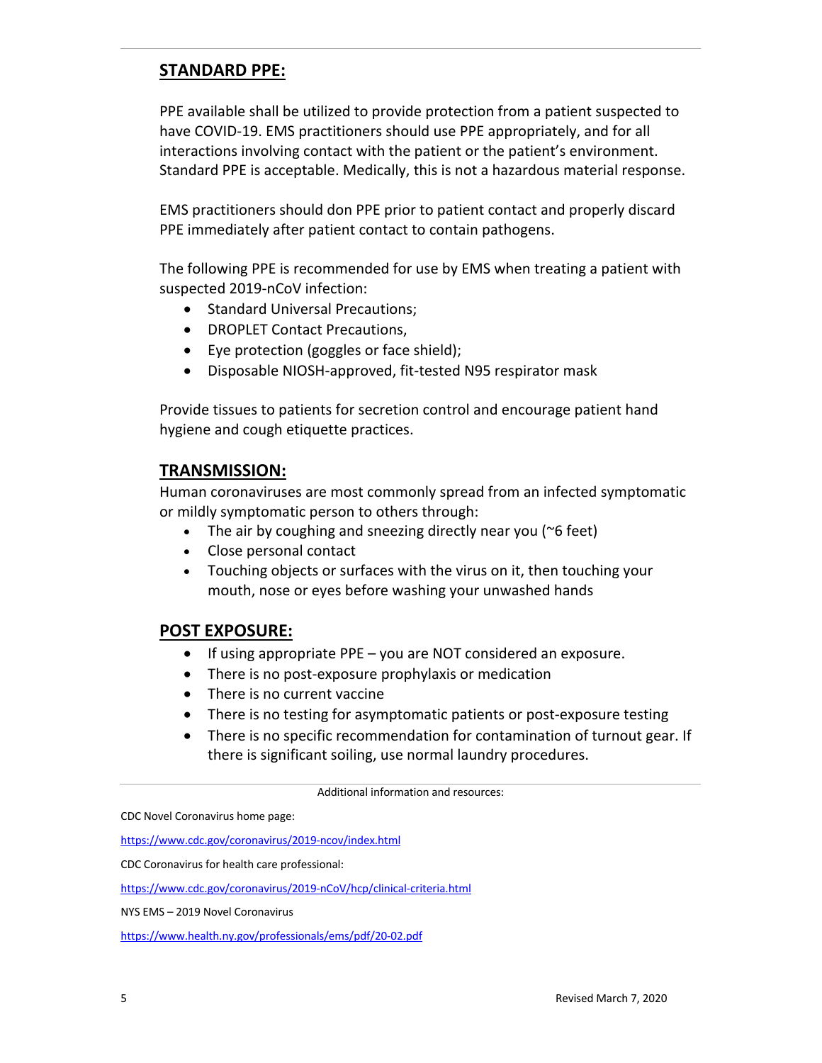## STANDARD PPE:

PPE available shall be utilized to provide protection from a patient suspected to have COVID-19. EMS practitioners should use PPE appropriately, and for all interactions involving contact with the patient or the patient's environment. Standard PPE is acceptable. Medically, this is not a hazardous material response.

EMS practitioners should don PPE prior to patient contact and properly discard PPE immediately after patient contact to contain pathogens.

The following PPE is recommended for use by EMS when treating a patient with suspected 2019-nCoV infection:

- Standard Universal Precautions;
- DROPLET Contact Precautions,
- Eye protection (goggles or face shield);
- Disposable NIOSH-approved, fit-tested N95 respirator mask

Provide tissues to patients for secretion control and encourage patient hand hygiene and cough etiquette practices.

## TRANSMISSION:

Human coronaviruses are most commonly spread from an infected symptomatic or mildly symptomatic person to others through:

- The air by coughing and sneezing directly near you (~6 feet)
- Close personal contact
- Touching objects or surfaces with the virus on it, then touching your mouth, nose or eyes before washing your unwashed hands

## POST EXPOSURE:

- If using appropriate PPE – you are NOT considered an exposure.
- There is no post-exposure prophylaxis or medication
- There is no current vaccine
- There is no testing for asymptomatic patients or post-exposure testing
- There is no specific recommendation for contamination of turnout gear. If there is significant soiling, use normal laundry procedures.

Additional information and resources:

CDC Novel Coronavirus home page:

https://www.cdc.gov/coronavirus/2019-ncov/index.html

CDC Coronavirus for health care professional:

https://www.cdc.gov/coronavirus/2019-nCoV/hcp/clinical-criteria.html

NYS EMS – 2019 Novel Coronavirus

https://www.health.ny.gov/professionals/ems/pdf/20-02.pdf

Revised March 7, 2020